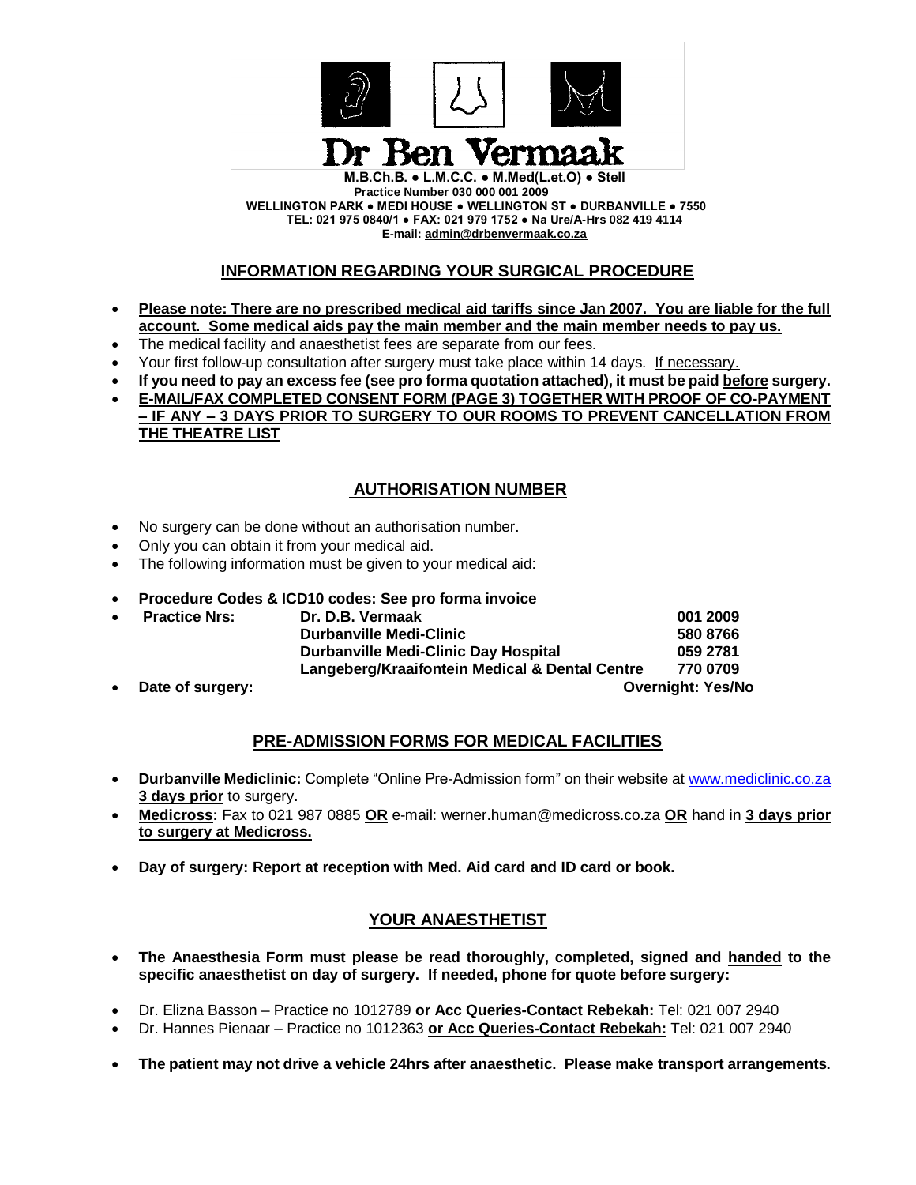# Dr Ben Vermaak

**M.B.Ch.B. ● L.M.C.C. ● M.Med(L.et.O) ● Stell**
**Practice Number 030 000 001 2009**
**WELLINGTON PARK ● MEDI HOUSE ● WELLINGTON ST ● DURBANVILLE ● 7550**
**TEL: 021 975 0840/1 ● FAX: 021 979 1752 ● Na Ure/A-Hrs 082 419 4114**
**E-mail: admin@drbenvermaak.co.za**

## INFORMATION REGARDING YOUR SURGICAL PROCEDURE

- **Please note: There are no prescribed medical aid tariffs since Jan 2007. You are liable for the full account. Some medical aids pay the main member and the main member needs to pay us.**
- The medical facility and anaesthetist fees are separate from our fees.
- Your first follow-up consultation after surgery must take place within 14 days. If necessary.
- **If you need to pay an excess fee (see pro forma quotation attached), it must be paid before surgery.**
- **E-MAIL/FAX COMPLETED CONSENT FORM (PAGE 3) TOGETHER WITH PROOF OF CO-PAYMENT – IF ANY – 3 DAYS PRIOR TO SURGERY TO OUR ROOMS TO PREVENT CANCELLATION FROM THE THEATRE LIST**

## AUTHORISATION NUMBER

- No surgery can be done without an authorisation number.
- Only you can obtain it from your medical aid.
- The following information must be given to your medical aid:

- **Procedure Codes & ICD10 codes: See pro forma invoice**
- **Practice Nrs:**

| | |
|---|---|
| **Dr. D.B. Vermaak** | **001 2009** |
| **Durbanville Medi-Clinic** | **580 8766** |
| **Durbanville Medi-Clinic Day Hospital** | **059 2781** |
| **Langeberg/Kraaifontein Medical & Dental Centre** | **770 0709** |

- **Date of surgery:** **Overnight: Yes/No**

## PRE-ADMISSION FORMS FOR MEDICAL FACILITIES

- **Durbanville Mediclinic:** Complete "Online Pre-Admission form" on their website at www.mediclinic.co.za **3 days prior** to surgery.
- **Medicross:** Fax to 021 987 0885 **OR** e-mail: werner.human@medicross.co.za **OR** hand in **3 days prior to surgery at Medicross.**

- **Day of surgery: Report at reception with Med. Aid card and ID card or book.**

## YOUR ANAESTHETIST

- **The Anaesthesia Form must please be read thoroughly, completed, signed and handed to the specific anaesthetist on day of surgery. If needed, phone for quote before surgery:**

- Dr. Elizna Basson – Practice no 1012789 **or Acc Queries-Contact Rebekah:** Tel: 021 007 2940
- Dr. Hannes Pienaar – Practice no 1012363 **or Acc Queries-Contact Rebekah:** Tel: 021 007 2940

- **The patient may not drive a vehicle 24hrs after anaesthetic. Please make transport arrangements.**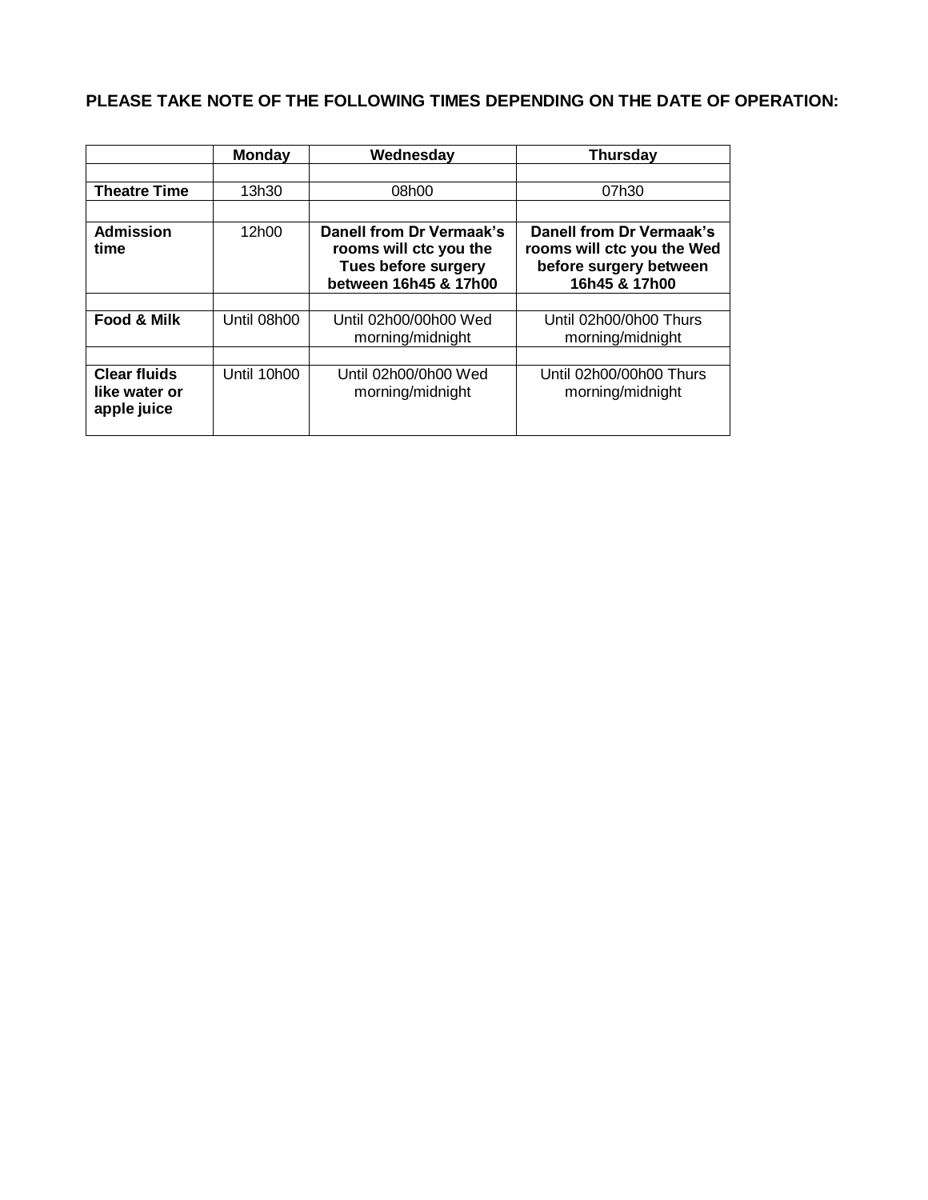**PLEASE TAKE NOTE OF THE FOLLOWING TIMES DEPENDING ON THE DATE OF OPERATION:**

| | **Monday** | **Wednesday** | **Thursday** |
|---|---|---|---|
| | | | |
| **Theatre Time** | 13h30 | 08h00 | 07h30 |
| | | | |
| **Admission time** | 12h00 | **Danell from Dr Vermaak's rooms will ctc you the Tues before surgery between 16h45 & 17h00** | **Danell from Dr Vermaak's rooms will ctc you the Wed before surgery between 16h45 & 17h00** |
| | | | |
| **Food & Milk** | Until 08h00 | Until 02h00/00h00 Wed morning/midnight | Until 02h00/0h00 Thurs morning/midnight |
| | | | |
| **Clear fluids like water or apple juice** | Until 10h00 | Until 02h00/0h00 Wed morning/midnight | Until 02h00/00h00 Thurs morning/midnight |